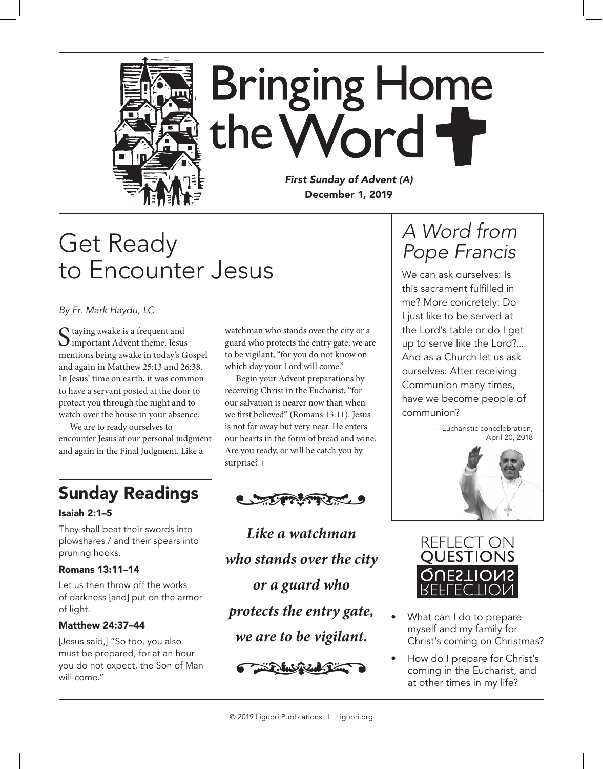# Bringing Home the Word

*First Sunday of Advent (A)*
**December 1, 2019**

## Get Ready to Encounter Jesus

*By Fr. Mark Haydu, LC*

Staying awake is a frequent and important Advent theme. Jesus mentions being awake in today's Gospel and again in Matthew 25:13 and 26:38. In Jesus' time on earth, it was common to have a servant posted at the door to protect you through the night and to watch over the house in your absence.

We are to ready ourselves to encounter Jesus at our personal judgment and again in the Final Judgment. Like a watchman who stands over the city or a guard who protects the entry gate, we are to be vigilant, "for you do not know on which day your Lord will come."

Begin your Advent preparations by receiving Christ in the Eucharist, "for our salvation is nearer now than when we first believed" (Romans 13:11). Jesus is not far away but very near. He enters our hearts in the form of bread and wine. Are you ready, or will he catch you by surprise? +

***Like a watchman who stands over the city or a guard who protects the entry gate, we are to be vigilant.***

## Sunday Readings

**Isaiah 2:1–5**

They shall beat their swords into plowshares / and their spears into pruning hooks.

**Romans 13:11–14**

Let us then throw off the works of darkness [and] put on the armor of light.

**Matthew 24:37–44**

[Jesus said,] "So too, you also must be prepared, for at an hour you do not expect, the Son of Man will come."

## *A Word from Pope Francis*

We can ask ourselves: Is this sacrament fulfilled in me? More concretely: Do I just like to be served at the Lord's table or do I get up to serve like the Lord?... And as a Church let us ask ourselves: After receiving Communion many times, have we become people of communion?

—Eucharistic concelebration, April 20, 2018

## Reflection Questions

- What can I do to prepare myself and my family for Christ's coming on Christmas?
- How do I prepare for Christ's coming in the Eucharist, and at other times in my life?

© 2019 Liguori Publications | Liguori.org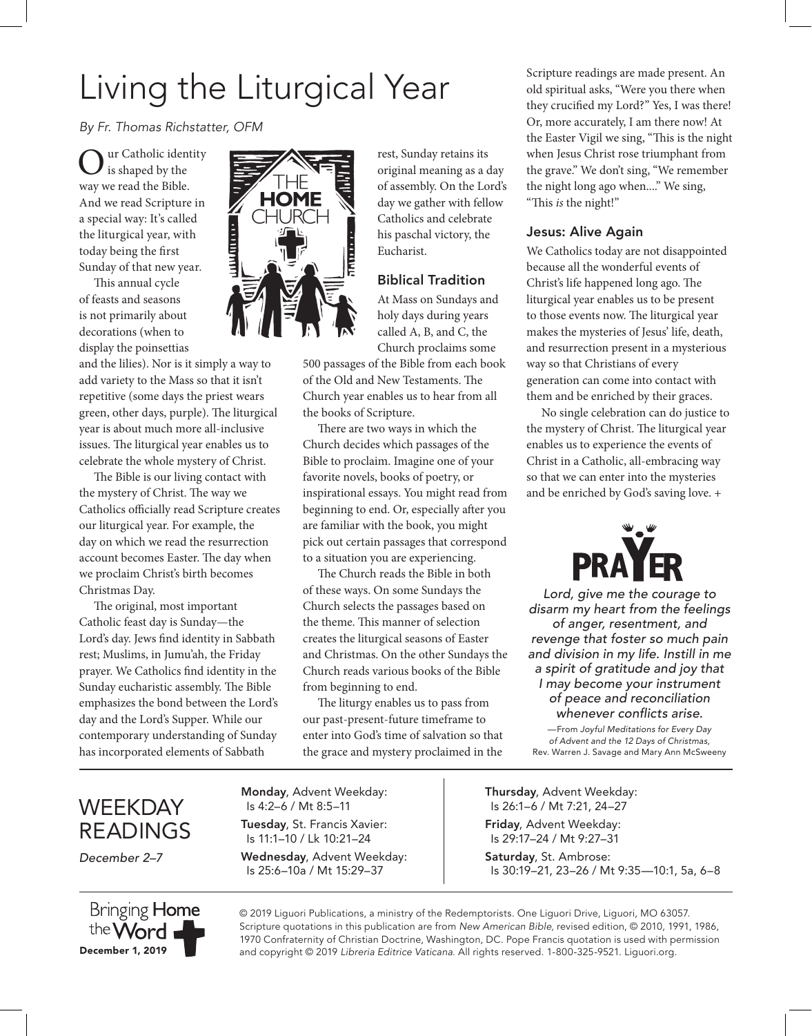# Living the Liturgical Year

*By Fr. Thomas Richstatter, OFM*

THE HOME CHURCH

Our Catholic identity is shaped by the way we read the Bible. And we read Scripture in a special way: It's called the liturgical year, with today being the first Sunday of that new year.

This annual cycle of feasts and seasons is not primarily about decorations (when to display the poinsettias and the lilies). Nor is it simply a way to add variety to the Mass so that it isn't repetitive (some days the priest wears green, other days, purple). The liturgical year is about much more all-inclusive issues. The liturgical year enables us to celebrate the whole mystery of Christ.

The Bible is our living contact with the mystery of Christ. The way we Catholics officially read Scripture creates our liturgical year. For example, the day on which we read the resurrection account becomes Easter. The day when we proclaim Christ's birth becomes Christmas Day.

The original, most important Catholic feast day is Sunday—the Lord's day. Jews find identity in Sabbath rest; Muslims, in Jumu'ah, the Friday prayer. We Catholics find identity in the Sunday eucharistic assembly. The Bible emphasizes the bond between the Lord's day and the Lord's Supper. While our contemporary understanding of Sunday has incorporated elements of Sabbath rest, Sunday retains its original meaning as a day of assembly. On the Lord's day we gather with fellow Catholics and celebrate his paschal victory, the Eucharist.

## Biblical Tradition

At Mass on Sundays and holy days during years called A, B, and C, the Church proclaims some 500 passages of the Bible from each book of the Old and New Testaments. The Church year enables us to hear from all the books of Scripture.

There are two ways in which the Church decides which passages of the Bible to proclaim. Imagine one of your favorite novels, books of poetry, or inspirational essays. You might read from beginning to end. Or, especially after you are familiar with the book, you might pick out certain passages that correspond to a situation you are experiencing.

The Church reads the Bible in both of these ways. On some Sundays the Church selects the passages based on the theme. This manner of selection creates the liturgical seasons of Easter and Christmas. On the other Sundays the Church reads various books of the Bible from beginning to end.

The liturgy enables us to pass from our past-present-future timeframe to enter into God's time of salvation so that the grace and mystery proclaimed in the Scripture readings are made present. An old spiritual asks, "Were you there when they crucified my Lord?" Yes, I was there! Or, more accurately, I am there now! At the Easter Vigil we sing, "This is the night when Jesus Christ rose triumphant from the grave." We don't sing, "We remember the night long ago when...." We sing, "This *is* the night!"

## Jesus: Alive Again

We Catholics today are not disappointed because all the wonderful events of Christ's life happened long ago. The liturgical year enables us to be present to those events now. The liturgical year makes the mysteries of Jesus' life, death, and resurrection present in a mysterious way so that Christians of every generation can come into contact with them and be enriched by their graces.

No single celebration can do justice to the mystery of Christ. The liturgical year enables us to experience the events of Christ in a Catholic, all-embracing way so that we can enter into the mysteries and be enriched by God's saving love. +

## PRAYER

*Lord, give me the courage to disarm my heart from the feelings of anger, resentment, and revenge that foster so much pain and division in my life. Instill in me a spirit of gratitude and joy that I may become your instrument of peace and reconciliation whenever conflicts arise.*

—From *Joyful Meditations for Every Day of Advent and the 12 Days of Christmas,* Rev. Warren J. Savage and Mary Ann McSweeny

## WEEKDAY READINGS

*December 2–7*

**Monday**, Advent Weekday: Is 4:2–6 / Mt 8:5–11

**Tuesday**, St. Francis Xavier: Is 11:1–10 / Lk 10:21–24

**Wednesday**, Advent Weekday: Is 25:6–10a / Mt 15:29–37

**Thursday**, Advent Weekday: Is 26:1–6 / Mt 7:21, 24–27

**Friday**, Advent Weekday: Is 29:17–24 / Mt 9:27–31

**Saturday**, St. Ambrose: Is 30:19–21, 23–26 / Mt 9:35—10:1, 5a, 6–8

Bringing Home the Word
**December 1, 2019**

© 2019 Liguori Publications, a ministry of the Redemptorists. One Liguori Drive, Liguori, MO 63057. Scripture quotations in this publication are from *New American Bible,* revised edition, © 2010, 1991, 1986, 1970 Confraternity of Christian Doctrine, Washington, DC. Pope Francis quotation is used with permission and copyright © 2019 *Libreria Editrice Vaticana.* All rights reserved. 1-800-325-9521. Liguori.org.